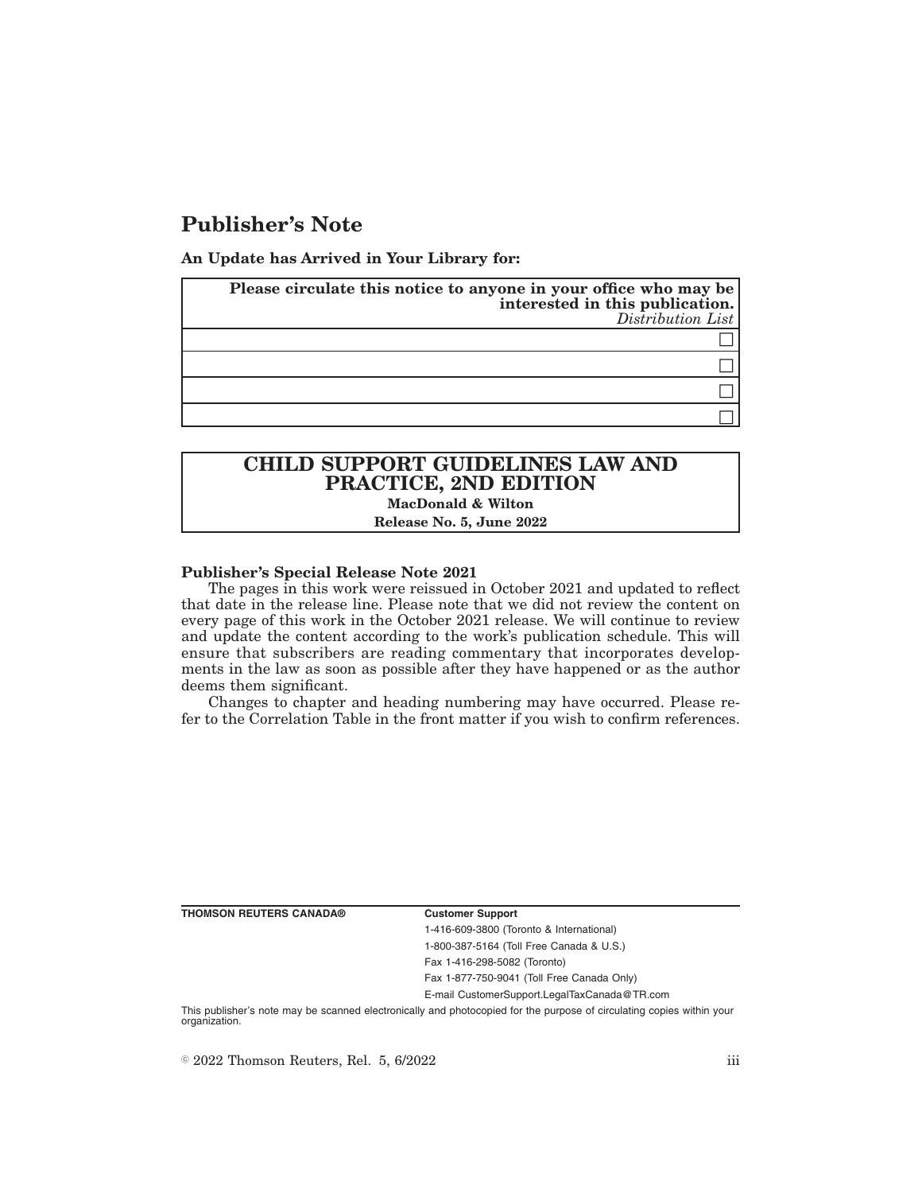# Publisher's Note

**An Update has Arrived in Your Library for:**

| **Please circulate this notice to anyone in your office who may be interested in this publication.** *Distribution List* |
|---|
| ☐ |
| ☐ |
| ☐ |
| ☐ |

## CHILD SUPPORT GUIDELINES LAW AND PRACTICE, 2ND EDITION

**MacDonald & Wilton**

**Release No. 5, June 2022**

**Publisher's Special Release Note 2021**

The pages in this work were reissued in October 2021 and updated to reflect that date in the release line. Please note that we did not review the content on every page of this work in the October 2021 release. We will continue to review and update the content according to the work's publication schedule. This will ensure that subscribers are reading commentary that incorporates developments in the law as soon as possible after they have happened or as the author deems them significant.

Changes to chapter and heading numbering may have occurred. Please refer to the Correlation Table in the front matter if you wish to confirm references.

**THOMSON REUTERS CANADA®**

**Customer Support**

1-416-609-3800 (Toronto & International)

1-800-387-5164 (Toll Free Canada & U.S.)

Fax 1-416-298-5082 (Toronto)

Fax 1-877-750-9041 (Toll Free Canada Only)

E-mail CustomerSupport.LegalTaxCanada@TR.com

This publisher's note may be scanned electronically and photocopied for the purpose of circulating copies within your organization.

© 2022 Thomson Reuters, Rel. 5, 6/2022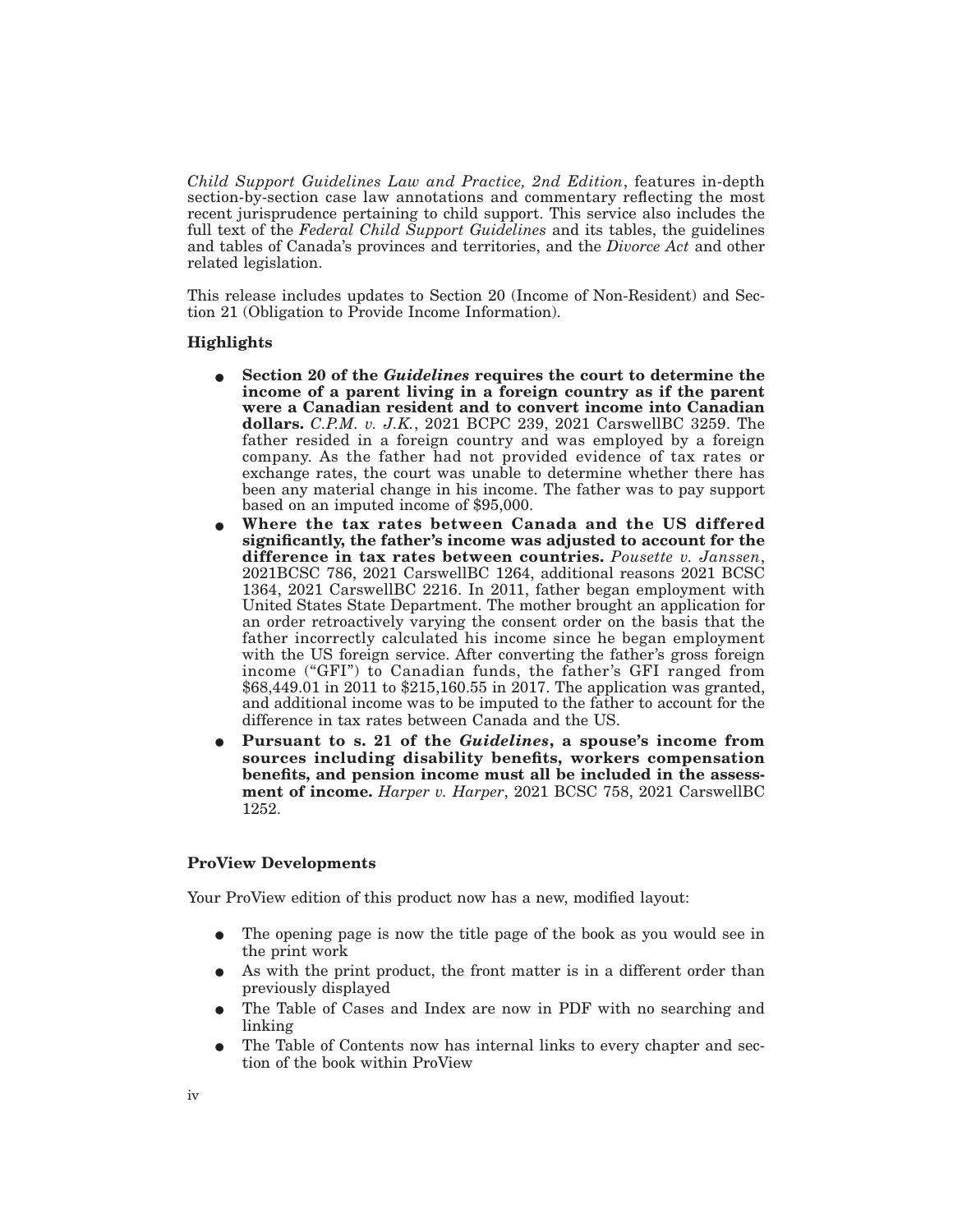*Child Support Guidelines Law and Practice, 2nd Edition*, features in-depth section-by-section case law annotations and commentary reflecting the most recent jurisprudence pertaining to child support. This service also includes the full text of the *Federal Child Support Guidelines* and its tables, the guidelines and tables of Canada's provinces and territories, and the *Divorce Act* and other related legislation.

This release includes updates to Section 20 (Income of Non-Resident) and Section 21 (Obligation to Provide Income Information).

### Highlights

- **Section 20 of the *Guidelines* requires the court to determine the income of a parent living in a foreign country as if the parent were a Canadian resident and to convert income into Canadian dollars.** *C.P.M. v. J.K.*, 2021 BCPC 239, 2021 CarswellBC 3259. The father resided in a foreign country and was employed by a foreign company. As the father had not provided evidence of tax rates or exchange rates, the court was unable to determine whether there has been any material change in his income. The father was to pay support based on an imputed income of $95,000.
- **Where the tax rates between Canada and the US differed significantly, the father's income was adjusted to account for the difference in tax rates between countries.** *Pousette v. Janssen*, 2021BCSC 786, 2021 CarswellBC 1264, additional reasons 2021 BCSC 1364, 2021 CarswellBC 2216. In 2011, father began employment with United States State Department. The mother brought an application for an order retroactively varying the consent order on the basis that the father incorrectly calculated his income since he began employment with the US foreign service. After converting the father's gross foreign income ("GFI") to Canadian funds, the father's GFI ranged from $68,449.01 in 2011 to $215,160.55 in 2017. The application was granted, and additional income was to be imputed to the father to account for the difference in tax rates between Canada and the US.
- **Pursuant to s. 21 of the *Guidelines*, a spouse's income from sources including disability benefits, workers compensation benefits, and pension income must all be included in the assessment of income.** *Harper v. Harper*, 2021 BCSC 758, 2021 CarswellBC 1252.

### ProView Developments

Your ProView edition of this product now has a new, modified layout:

- The opening page is now the title page of the book as you would see in the print work
- As with the print product, the front matter is in a different order than previously displayed
- The Table of Cases and Index are now in PDF with no searching and linking
- The Table of Contents now has internal links to every chapter and section of the book within ProView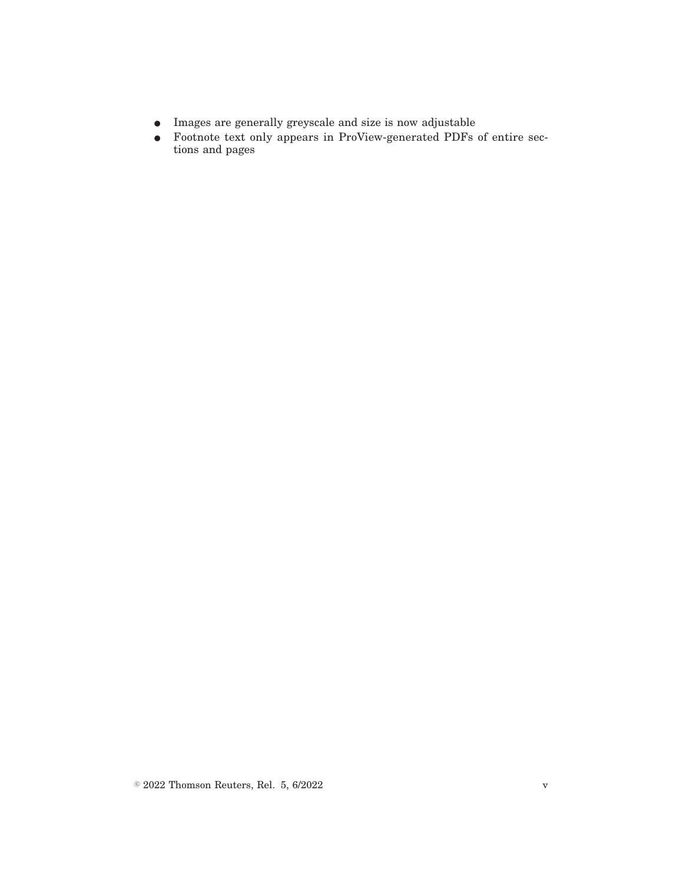- Images are generally greyscale and size is now adjustable
- Footnote text only appears in ProView-generated PDFs of entire sections and pages